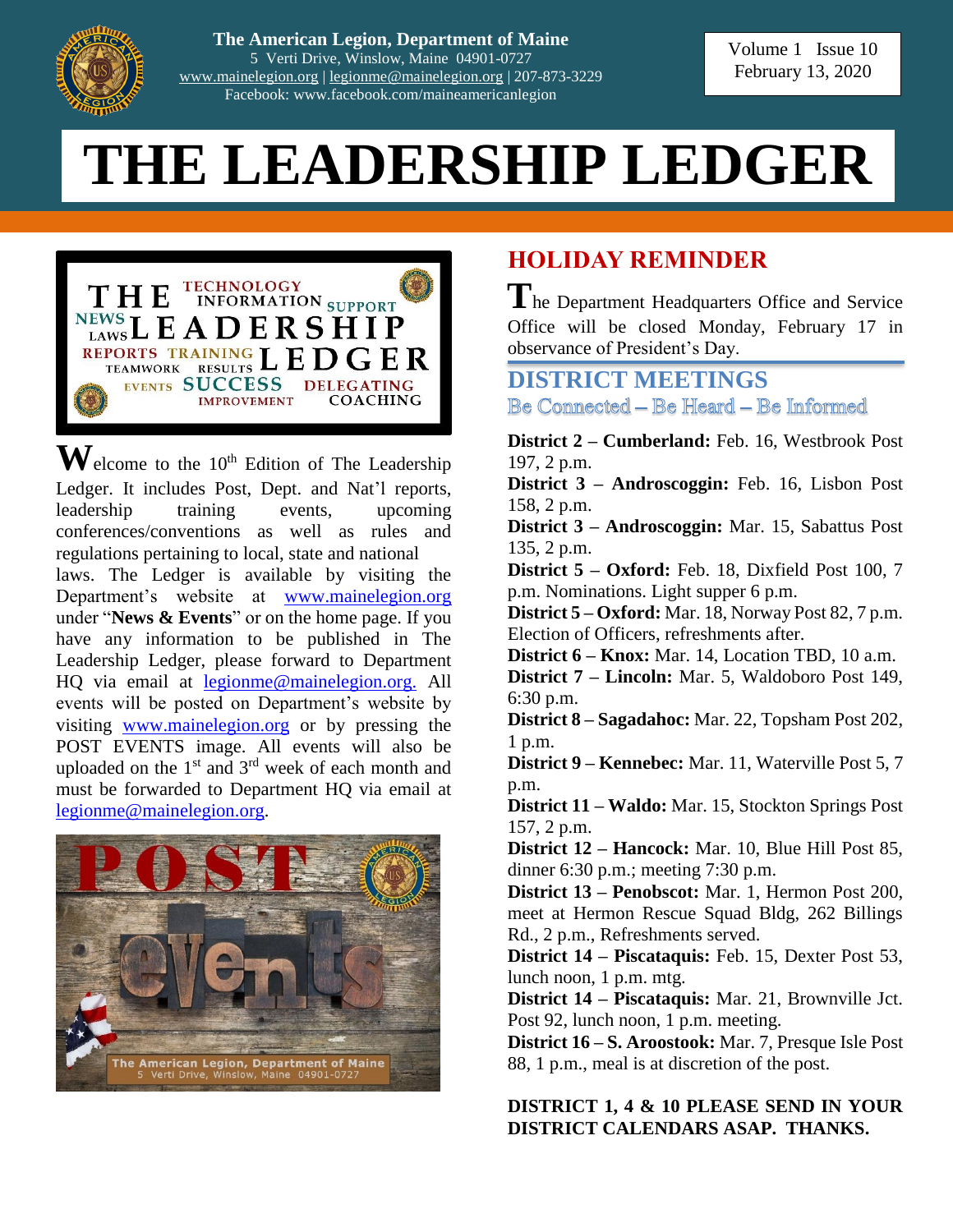The American Legion, Department of Maine
5 Verti Drive, Winslow, Maine 04901-0727
www.mainelegion.org | legionme@mainelegion.org | 207-873-3229
Facebook: www.facebook.com/maineamericanlegion

Volume 1 Issue 10
February 13, 2020

# THE LEADERSHIP LEDGER

Welcome to the 10th Edition of The Leadership Ledger. It includes Post, Dept. and Nat'l reports, leadership training events, upcoming conferences/conventions as well as rules and regulations pertaining to local, state and national laws. The Ledger is available by visiting the Department's website at www.mainelegion.org under "**News & Events**" or on the home page. If you have any information to be published in The Leadership Ledger, please forward to Department HQ via email at legionme@mainelegion.org. All events will be posted on Department's website by visiting www.mainelegion.org or by pressing the POST EVENTS image. All events will also be uploaded on the 1st and 3rd week of each month and must be forwarded to Department HQ via email at legionme@mainelegion.org.

## HOLIDAY REMINDER

The Department Headquarters Office and Service Office will be closed Monday, February 17 in observance of President's Day.

## DISTRICT MEETINGS

Be Connected – Be Heard – Be Informed

**District 2 – Cumberland:** Feb. 16, Westbrook Post 197, 2 p.m.

**District 3 – Androscoggin:** Feb. 16, Lisbon Post 158, 2 p.m.

**District 3 – Androscoggin:** Mar. 15, Sabattus Post 135, 2 p.m.

**District 5 – Oxford:** Feb. 18, Dixfield Post 100, 7 p.m. Nominations. Light supper 6 p.m.

**District 5 – Oxford:** Mar. 18, Norway Post 82, 7 p.m. Election of Officers, refreshments after.

**District 6 – Knox:** Mar. 14, Location TBD, 10 a.m.

**District 7 – Lincoln:** Mar. 5, Waldoboro Post 149, 6:30 p.m.

**District 8 – Sagadahoc:** Mar. 22, Topsham Post 202, 1 p.m.

**District 9 – Kennebec:** Mar. 11, Waterville Post 5, 7 p.m.

**District 11 – Waldo:** Mar. 15, Stockton Springs Post 157, 2 p.m.

**District 12 – Hancock:** Mar. 10, Blue Hill Post 85, dinner 6:30 p.m.; meeting 7:30 p.m.

**District 13 – Penobscot:** Mar. 1, Hermon Post 200, meet at Hermon Rescue Squad Bldg, 262 Billings Rd., 2 p.m., Refreshments served.

**District 14 – Piscataquis:** Feb. 15, Dexter Post 53, lunch noon, 1 p.m. mtg.

**District 14 – Piscataquis:** Mar. 21, Brownville Jct. Post 92, lunch noon, 1 p.m. meeting.

**District 16 – S. Aroostook:** Mar. 7, Presque Isle Post 88, 1 p.m., meal is at discretion of the post.

**DISTRICT 1, 4 & 10 PLEASE SEND IN YOUR DISTRICT CALENDARS ASAP. THANKS.**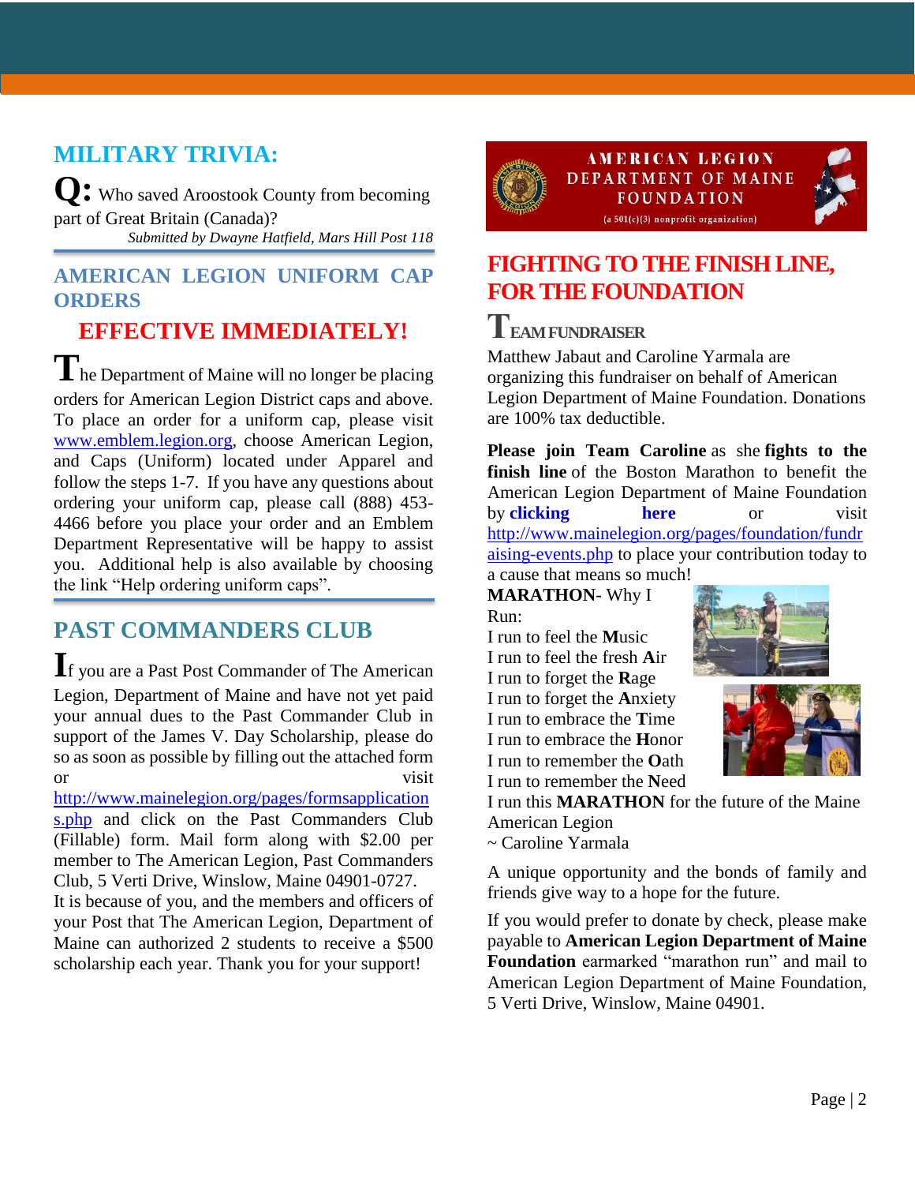## MILITARY TRIVIA:

**Q:** Who saved Aroostook County from becoming part of Great Britain (Canada)?

*Submitted by Dwayne Hatfield, Mars Hill Post 118*

## AMERICAN LEGION UNIFORM CAP ORDERS

### EFFECTIVE IMMEDIATELY!

The Department of Maine will no longer be placing orders for American Legion District caps and above. To place an order for a uniform cap, please visit www.emblem.legion.org, choose American Legion, and Caps (Uniform) located under Apparel and follow the steps 1-7. If you have any questions about ordering your uniform cap, please call (888) 453-4466 before you place your order and an Emblem Department Representative will be happy to assist you. Additional help is also available by choosing the link "Help ordering uniform caps".

## PAST COMMANDERS CLUB

If you are a Past Post Commander of The American Legion, Department of Maine and have not yet paid your annual dues to the Past Commander Club in support of the James V. Day Scholarship, please do so as soon as possible by filling out the attached form or visit http://www.mainelegion.org/pages/formsapplications.php and click on the Past Commanders Club (Fillable) form. Mail form along with $2.00 per member to The American Legion, Past Commanders Club, 5 Verti Drive, Winslow, Maine 04901-0727.

It is because of you, and the members and officers of your Post that The American Legion, Department of Maine can authorized 2 students to receive a $500 scholarship each year. Thank you for your support!

AMERICAN LEGION DEPARTMENT OF MAINE FOUNDATION
(a 501(c)(3) nonprofit organization)

## FIGHTING TO THE FINISH LINE, FOR THE FOUNDATION

### TEAM FUNDRAISER

Matthew Jabaut and Caroline Yarmala are organizing this fundraiser on behalf of American Legion Department of Maine Foundation. Donations are 100% tax deductible.

**Please join Team Caroline** as she **fights to the finish line** of the Boston Marathon to benefit the American Legion Department of Maine Foundation by **clicking here** or visit http://www.mainelegion.org/pages/foundation/fundraising-events.php to place your contribution today to a cause that means so much!

**MARATHON**- Why I Run:

I run to feel the **M**usic
I run to feel the fresh **A**ir
I run to forget the **R**age
I run to forget the **A**nxiety
I run to embrace the **T**ime
I run to embrace the **H**onor
I run to remember the **O**ath
I run to remember the **N**eed
I run this **MARATHON** for the future of the Maine American Legion
~ Caroline Yarmala

A unique opportunity and the bonds of family and friends give way to a hope for the future.

If you would prefer to donate by check, please make payable to **American Legion Department of Maine Foundation** earmarked "marathon run" and mail to American Legion Department of Maine Foundation, 5 Verti Drive, Winslow, Maine 04901.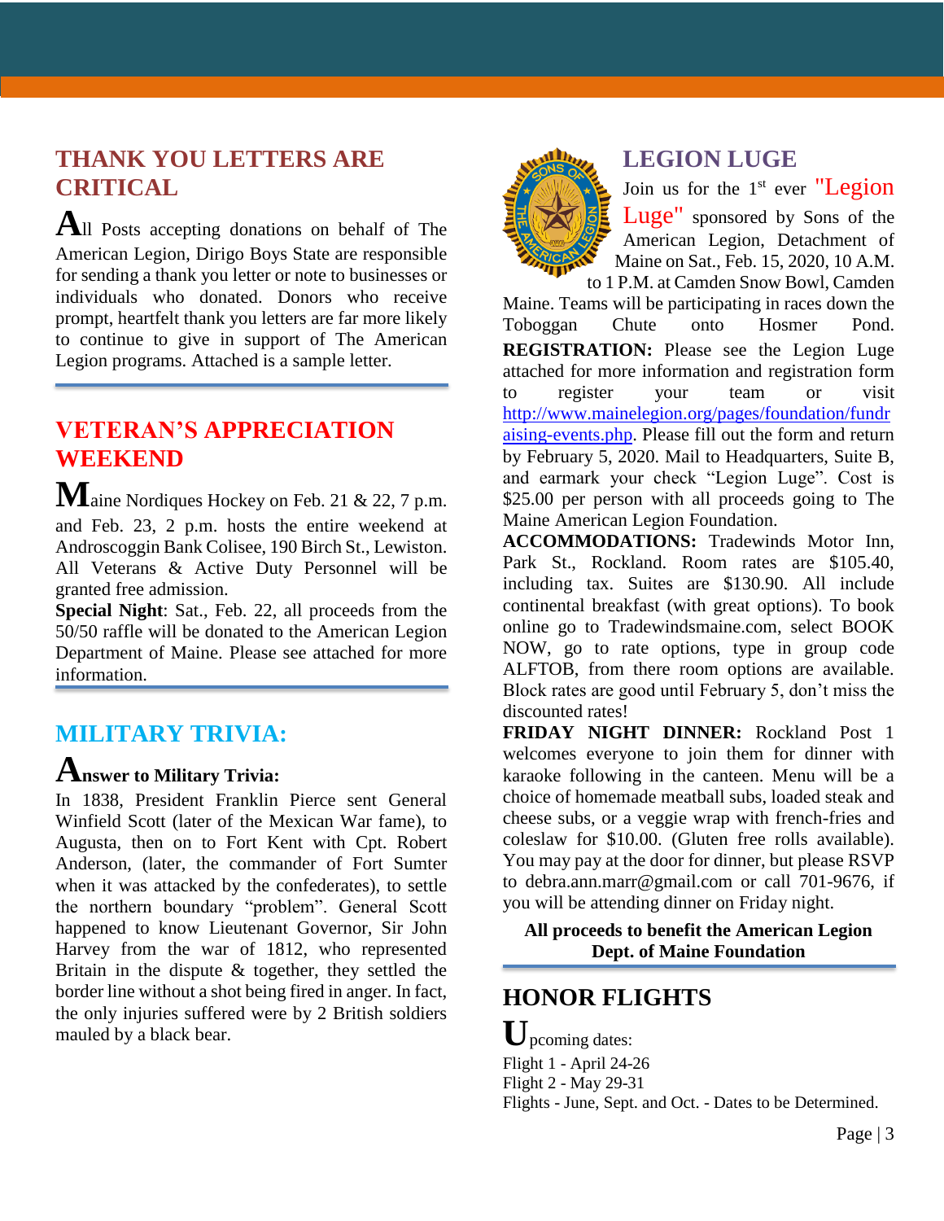## THANK YOU LETTERS ARE CRITICAL

All Posts accepting donations on behalf of The American Legion, Dirigo Boys State are responsible for sending a thank you letter or note to businesses or individuals who donated. Donors who receive prompt, heartfelt thank you letters are far more likely to continue to give in support of The American Legion programs. Attached is a sample letter.

## VETERAN'S APPRECIATION WEEKEND

Maine Nordiques Hockey on Feb. 21 & 22, 7 p.m. and Feb. 23, 2 p.m. hosts the entire weekend at Androscoggin Bank Colisee, 190 Birch St., Lewiston. All Veterans & Active Duty Personnel will be granted free admission.

**Special Night**: Sat., Feb. 22, all proceeds from the 50/50 raffle will be donated to the American Legion Department of Maine. Please see attached for more information.

## MILITARY TRIVIA:

**Answer to Military Trivia:**

In 1838, President Franklin Pierce sent General Winfield Scott (later of the Mexican War fame), to Augusta, then on to Fort Kent with Cpt. Robert Anderson, (later, the commander of Fort Sumter when it was attacked by the confederates), to settle the northern boundary "problem". General Scott happened to know Lieutenant Governor, Sir John Harvey from the war of 1812, who represented Britain in the dispute & together, they settled the border line without a shot being fired in anger. In fact, the only injuries suffered were by 2 British soldiers mauled by a black bear.

## LEGION LUGE

Join us for the 1st ever "Legion Luge" sponsored by Sons of the American Legion, Detachment of Maine on Sat., Feb. 15, 2020, 10 A.M. to 1 P.M. at Camden Snow Bowl, Camden Maine. Teams will be participating in races down the Toboggan Chute onto Hosmer Pond.

**REGISTRATION:** Please see the Legion Luge attached for more information and registration form to register your team or visit http://www.mainelegion.org/pages/foundation/fundraising-events.php. Please fill out the form and return by February 5, 2020. Mail to Headquarters, Suite B, and earmark your check "Legion Luge". Cost is $25.00 per person with all proceeds going to The Maine American Legion Foundation.

**ACCOMMODATIONS:** Tradewinds Motor Inn, Park St., Rockland. Room rates are $105.40, including tax. Suites are $130.90. All include continental breakfast (with great options). To book online go to Tradewindsmaine.com, select BOOK NOW, go to rate options, type in group code ALFTOB, from there room options are available. Block rates are good until February 5, don't miss the discounted rates!

**FRIDAY NIGHT DINNER:** Rockland Post 1 welcomes everyone to join them for dinner with karaoke following in the canteen. Menu will be a choice of homemade meatball subs, loaded steak and cheese subs, or a veggie wrap with french-fries and coleslaw for $10.00. (Gluten free rolls available). You may pay at the door for dinner, but please RSVP to debra.ann.marr@gmail.com or call 701-9676, if you will be attending dinner on Friday night.

**All proceeds to benefit the American Legion Dept. of Maine Foundation**

## HONOR FLIGHTS

Upcoming dates:

Flight 1 - April 24-26
Flight 2 - May 29-31
Flights - June, Sept. and Oct. - Dates to be Determined.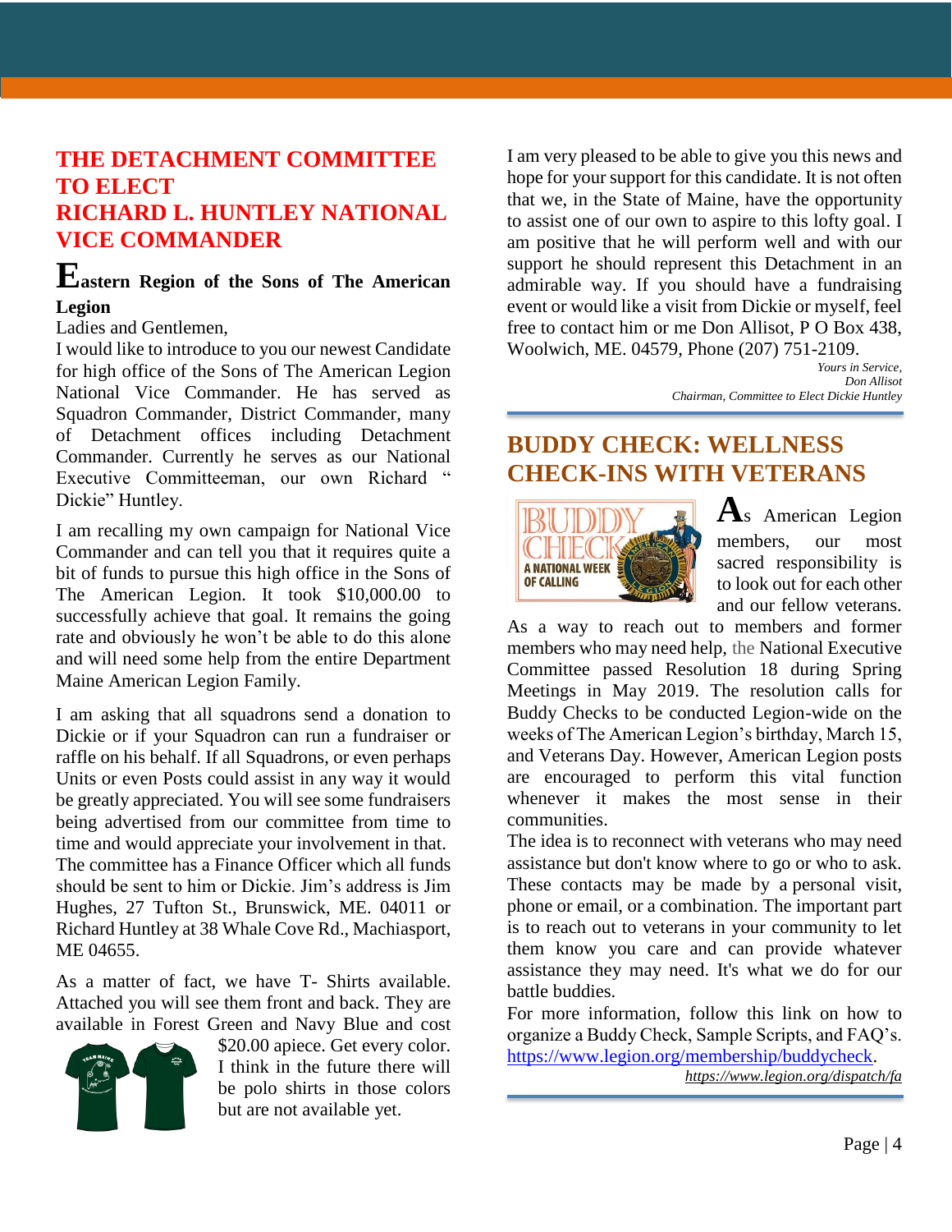## THE DETACHMENT COMMITTEE TO ELECT RICHARD L. HUNTLEY NATIONAL VICE COMMANDER

### Eastern Region of the Sons of The American Legion

Ladies and Gentlemen,

I would like to introduce to you our newest Candidate for high office of the Sons of The American Legion National Vice Commander. He has served as Squadron Commander, District Commander, many of Detachment offices including Detachment Commander. Currently he serves as our National Executive Committeeman, our own Richard " Dickie" Huntley.

I am recalling my own campaign for National Vice Commander and can tell you that it requires quite a bit of funds to pursue this high office in the Sons of The American Legion. It took $10,000.00 to successfully achieve that goal. It remains the going rate and obviously he won't be able to do this alone and will need some help from the entire Department Maine American Legion Family.

I am asking that all squadrons send a donation to Dickie or if your Squadron can run a fundraiser or raffle on his behalf. If all Squadrons, or even perhaps Units or even Posts could assist in any way it would be greatly appreciated. You will see some fundraisers being advertised from our committee from time to time and would appreciate your involvement in that. The committee has a Finance Officer which all funds should be sent to him or Dickie. Jim's address is Jim Hughes, 27 Tufton St., Brunswick, ME. 04011 or Richard Huntley at 38 Whale Cove Rd., Machiasport, ME 04655.

As a matter of fact, we have T- Shirts available. Attached you will see them front and back. They are available in Forest Green and Navy Blue and cost $20.00 apiece. Get every color. I think in the future there will be polo shirts in those colors but are not available yet.

I am very pleased to be able to give you this news and hope for your support for this candidate. It is not often that we, in the State of Maine, have the opportunity to assist one of our own to aspire to this lofty goal. I am positive that he will perform well and with our support he should represent this Detachment in an admirable way. If you should have a fundraising event or would like a visit from Dickie or myself, feel free to contact him or me Don Allisot, P O Box 438, Woolwich, ME. 04579, Phone (207) 751-2109.

*Yours in Service,*
*Don Allisot*
*Chairman, Committee to Elect Dickie Huntley*

## BUDDY CHECK: WELLNESS CHECK-INS WITH VETERANS

As American Legion members, our most sacred responsibility is to look out for each other and our fellow veterans.

As a way to reach out to members and former members who may need help, the National Executive Committee passed Resolution 18 during Spring Meetings in May 2019. The resolution calls for Buddy Checks to be conducted Legion-wide on the weeks of The American Legion's birthday, March 15, and Veterans Day. However, American Legion posts are encouraged to perform this vital function whenever it makes the most sense in their communities.

The idea is to reconnect with veterans who may need assistance but don't know where to go or who to ask. These contacts may be made by a personal visit, phone or email, or a combination. The important part is to reach out to veterans in your community to let them know you care and can provide whatever assistance they may need. It's what we do for our battle buddies.

For more information, follow this link on how to organize a Buddy Check, Sample Scripts, and FAQ's. [https://www.legion.org/membership/buddycheck](https://www.legion.org/membership/buddycheck).

*https://www.legion.org/dispatch/fa*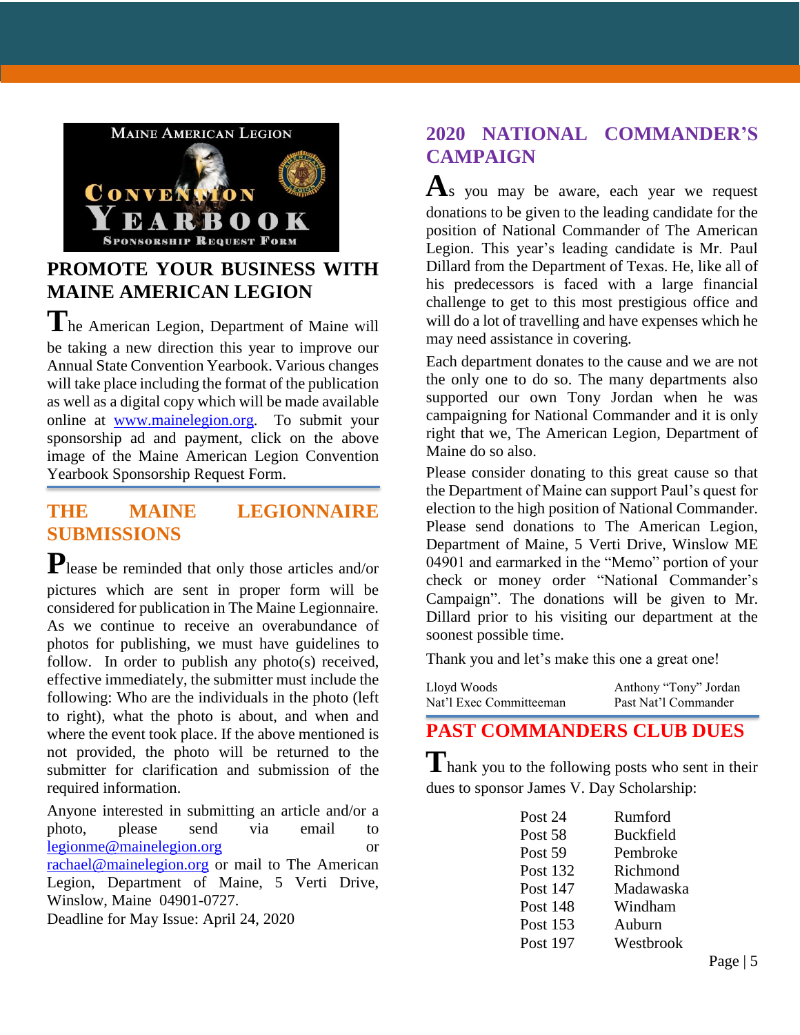## PROMOTE YOUR BUSINESS WITH MAINE AMERICAN LEGION

The American Legion, Department of Maine will be taking a new direction this year to improve our Annual State Convention Yearbook. Various changes will take place including the format of the publication as well as a digital copy which will be made available online at www.mainelegion.org. To submit your sponsorship ad and payment, click on the above image of the Maine American Legion Convention Yearbook Sponsorship Request Form.

## THE MAINE LEGIONNAIRE SUBMISSIONS

Please be reminded that only those articles and/or pictures which are sent in proper form will be considered for publication in The Maine Legionnaire. As we continue to receive an overabundance of photos for publishing, we must have guidelines to follow. In order to publish any photo(s) received, effective immediately, the submitter must include the following: Who are the individuals in the photo (left to right), what the photo is about, and when and where the event took place. If the above mentioned is not provided, the photo will be returned to the submitter for clarification and submission of the required information.

Anyone interested in submitting an article and/or a photo, please send via email to legionme@mainelegion.org or rachael@mainelegion.org or mail to The American Legion, Department of Maine, 5 Verti Drive, Winslow, Maine 04901-0727.

Deadline for May Issue: April 24, 2020

## 2020 NATIONAL COMMANDER'S CAMPAIGN

As you may be aware, each year we request donations to be given to the leading candidate for the position of National Commander of The American Legion. This year's leading candidate is Mr. Paul Dillard from the Department of Texas. He, like all of his predecessors is faced with a large financial challenge to get to this most prestigious office and will do a lot of travelling and have expenses which he may need assistance in covering.

Each department donates to the cause and we are not the only one to do so. The many departments also supported our own Tony Jordan when he was campaigning for National Commander and it is only right that we, The American Legion, Department of Maine do so also.

Please consider donating to this great cause so that the Department of Maine can support Paul's quest for election to the high position of National Commander. Please send donations to The American Legion, Department of Maine, 5 Verti Drive, Winslow ME 04901 and earmarked in the "Memo" portion of your check or money order "National Commander's Campaign". The donations will be given to Mr. Dillard prior to his visiting our department at the soonest possible time.

Thank you and let's make this one a great one!

| Lloyd Woods | Anthony "Tony" Jordan |
|---|---|
| Nat'l Exec Committeeman | Past Nat'l Commander |

## PAST COMMANDERS CLUB DUES

Thank you to the following posts who sent in their dues to sponsor James V. Day Scholarship:

| Post | Location |
|---|---|
| Post 24 | Rumford |
| Post 58 | Buckfield |
| Post 59 | Pembroke |
| Post 132 | Richmond |
| Post 147 | Madawaska |
| Post 148 | Windham |
| Post 153 | Auburn |
| Post 197 | Westbrook |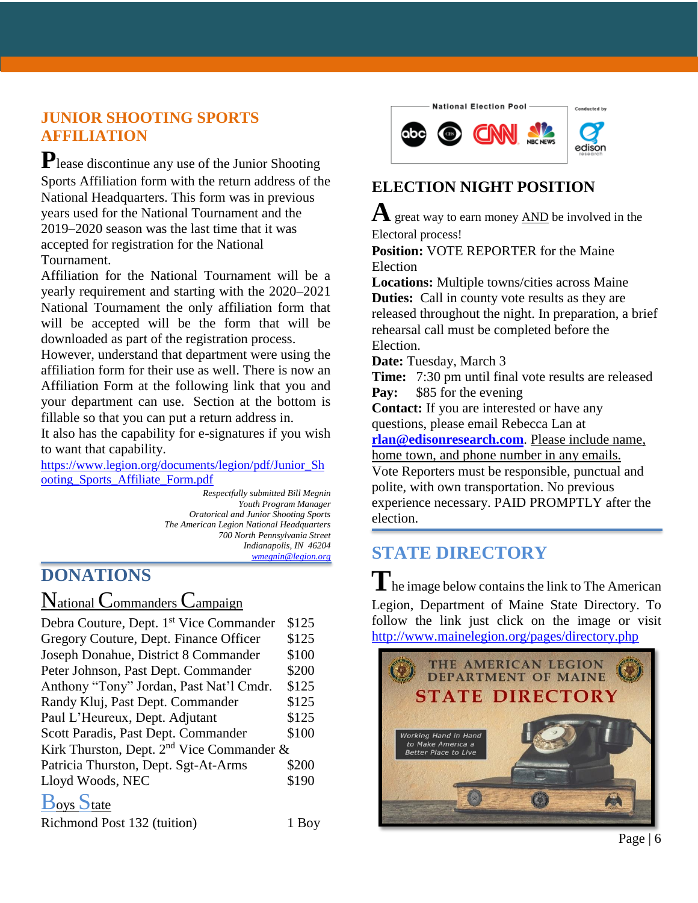## JUNIOR SHOOTING SPORTS AFFILIATION

Please discontinue any use of the Junior Shooting Sports Affiliation form with the return address of the National Headquarters. This form was in previous years used for the National Tournament and the 2019–2020 season was the last time that it was accepted for registration for the National Tournament.

Affiliation for the National Tournament will be a yearly requirement and starting with the 2020–2021 National Tournament the only affiliation form that will be accepted will be the form that will be downloaded as part of the registration process.

However, understand that department were using the affiliation form for their use as well. There is now an Affiliation Form at the following link that you and your department can use. Section at the bottom is fillable so that you can put a return address in.

It also has the capability for e-signatures if you wish to want that capability.

https://www.legion.org/documents/legion/pdf/Junior_Shooting_Sports_Affiliate_Form.pdf

*Respectfully submitted Bill Megnin*
*Youth Program Manager*
*Oratorical and Junior Shooting Sports*
*The American Legion National Headquarters*
*700 North Pennsylvania Street*
*Indianapolis, IN 46204*
*wmegnin@legion.org*

## DONATIONS

### National Commanders Campaign

| | |
|---|---|
| Debra Couture, Dept. 1st Vice Commander | $125 |
| Gregory Couture, Dept. Finance Officer | $125 |
| Joseph Donahue, District 8 Commander | $100 |
| Peter Johnson, Past Dept. Commander | $200 |
| Anthony "Tony" Jordan, Past Nat'l Cmdr. | $125 |
| Randy Kluj, Past Dept. Commander | $125 |
| Paul L'Heureux, Dept. Adjutant | $125 |
| Scott Paradis, Past Dept. Commander | $100 |
| Kirk Thurston, Dept. 2nd Vice Commander & Patricia Thurston, Dept. Sgt-At-Arms | $200 |
| Lloyd Woods, NEC | $190 |

### Boys State

| | |
|---|---|
| Richmond Post 132 (tuition) | 1 Boy |

National Election Pool — abc, CBS, CNN, NBC NEWS — Conducted by edison research

## ELECTION NIGHT POSITION

A great way to earn money AND be involved in the Electoral process!

**Position:** VOTE REPORTER for the Maine Election

**Locations:** Multiple towns/cities across Maine

**Duties:** Call in county vote results as they are released throughout the night. In preparation, a brief rehearsal call must be completed before the Election.

**Date:** Tuesday, March 3

**Time:** 7:30 pm until final vote results are released

**Pay:** $85 for the evening

**Contact:** If you are interested or have any questions, please email Rebecca Lan at **rlan@edisonresearch.com**. Please include name, home town, and phone number in any emails.

Vote Reporters must be responsible, punctual and polite, with own transportation. No previous experience necessary. PAID PROMPTLY after the election.

## STATE DIRECTORY

The image below contains the link to The American Legion, Department of Maine State Directory. To follow the link just click on the image or visit http://www.mainelegion.org/pages/directory.php

THE AMERICAN LEGION DEPARTMENT OF MAINE STATE DIRECTORY

Working Hand in Hand to Make America a Better Place to Live